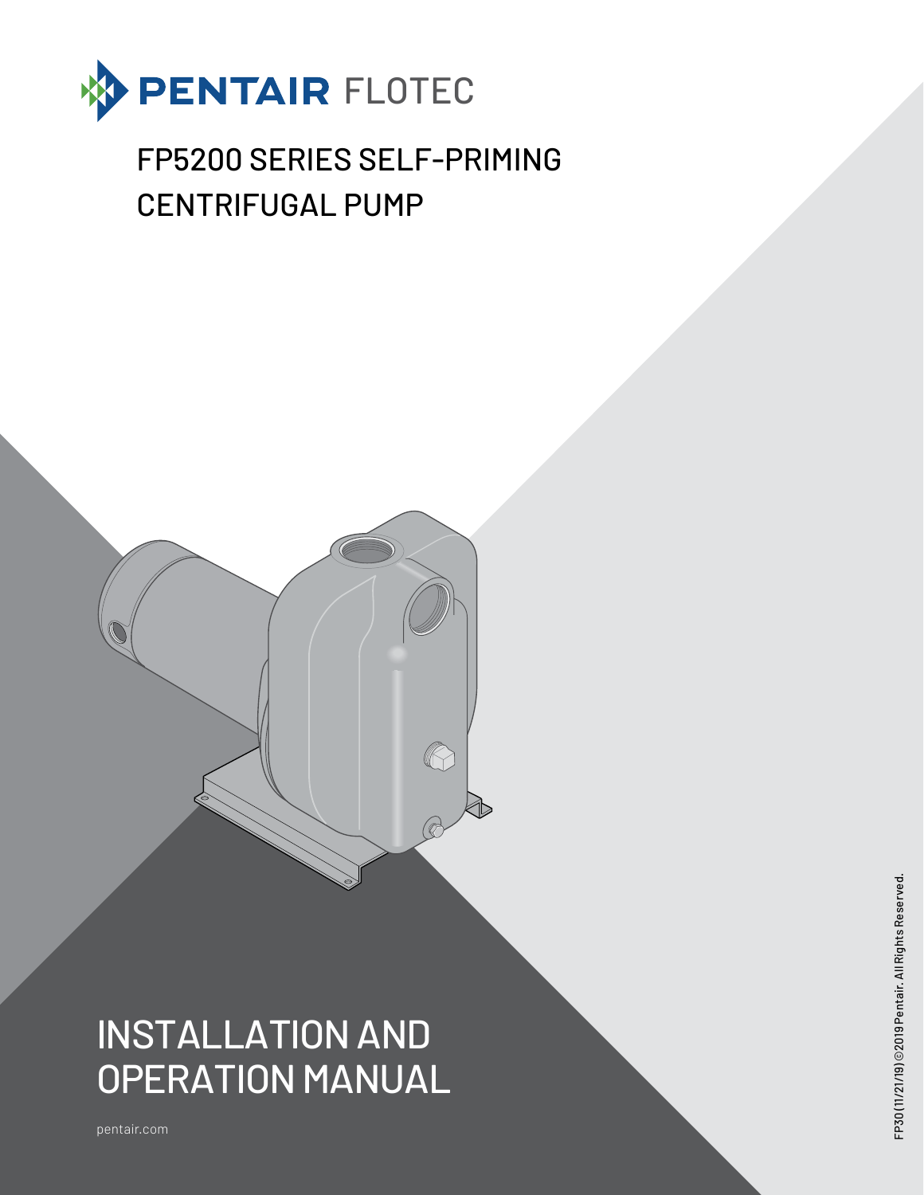PENTAIR FLOTEC

# FP5200 SERIES SELF-PRIMING CENTRIFUGAL PUMP

# INSTALLATION AND OPERATION MANUAL

pentair.com

FP30 (11/21/19) ©2019 Pentair. All Rights Reserved.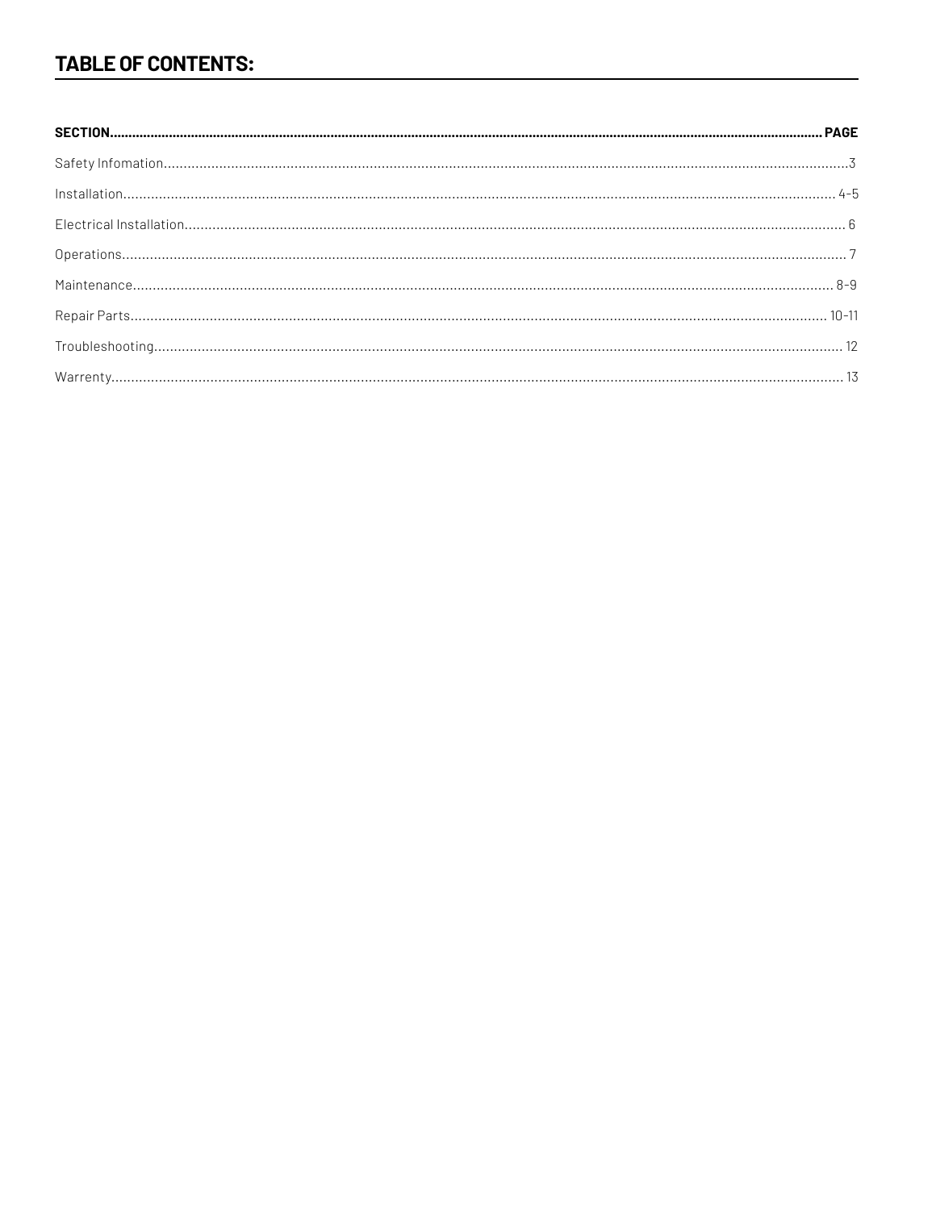# TABLE OF CONTENTS:

| SECTION | PAGE |
| --- | --- |
| Safety Infomation | 3 |
| Installation | 4-5 |
| Electrical Installation | 6 |
| Operations | 7 |
| Maintenance | 8-9 |
| Repair Parts | 10-11 |
| Troubleshooting | 12 |
| Warrenty | 13 |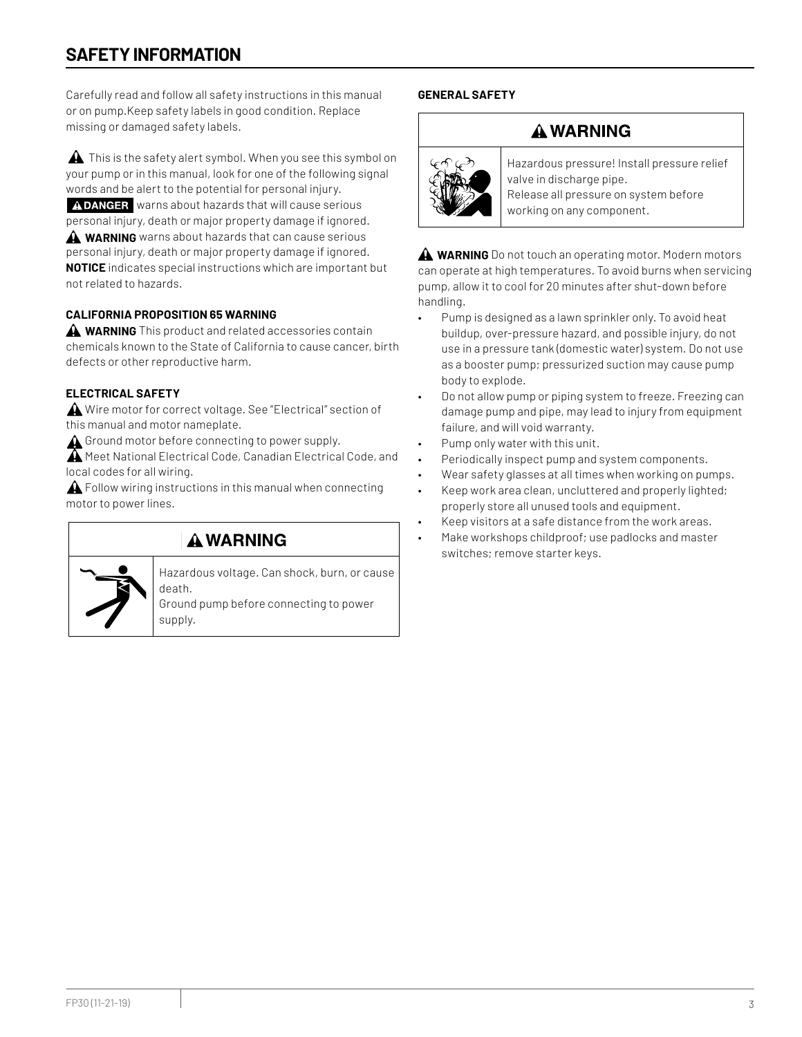# SAFETY INFORMATION

Carefully read and follow all safety instructions in this manual or on pump.Keep safety labels in good condition. Replace missing or damaged safety labels.

⚠ This is the safety alert symbol. When you see this symbol on your pump or in this manual, look for one of the following signal words and be alert to the potential for personal injury.

**⚠DANGER** warns about hazards that will cause serious personal injury, death or major property damage if ignored.

**⚠ WARNING** warns about hazards that can cause serious personal injury, death or major property damage if ignored.

**NOTICE** indicates special instructions which are important but not related to hazards.

### CALIFORNIA PROPOSITION 65 WARNING

**⚠ WARNING** This product and related accessories contain chemicals known to the State of California to cause cancer, birth defects or other reproductive harm.

### ELECTRICAL SAFETY

⚠ Wire motor for correct voltage. See "Electrical" section of this manual and motor nameplate.

⚠ Ground motor before connecting to power supply.

⚠ Meet National Electrical Code, Canadian Electrical Code, and local codes for all wiring.

⚠ Follow wiring instructions in this manual when connecting motor to power lines.

**⚠ WARNING**

Hazardous voltage. Can shock, burn, or cause death.
Ground pump before connecting to power supply.

### GENERAL SAFETY

**⚠ WARNING**

Hazardous pressure! Install pressure relief valve in discharge pipe.
Release all pressure on system before working on any component.

**⚠ WARNING** Do not touch an operating motor. Modern motors can operate at high temperatures. To avoid burns when servicing pump, allow it to cool for 20 minutes after shut-down before handling.

- Pump is designed as a lawn sprinkler only. To avoid heat buildup, over-pressure hazard, and possible injury, do not use in a pressure tank (domestic water) system. Do not use as a booster pump; pressurized suction may cause pump body to explode.
- Do not allow pump or piping system to freeze. Freezing can damage pump and pipe, may lead to injury from equipment failure, and will void warranty.
- Pump only water with this unit.
- Periodically inspect pump and system components.
- Wear safety glasses at all times when working on pumps.
- Keep work area clean, uncluttered and properly lighted; properly store all unused tools and equipment.
- Keep visitors at a safe distance from the work areas.
- Make workshops childproof; use padlocks and master switches; remove starter keys.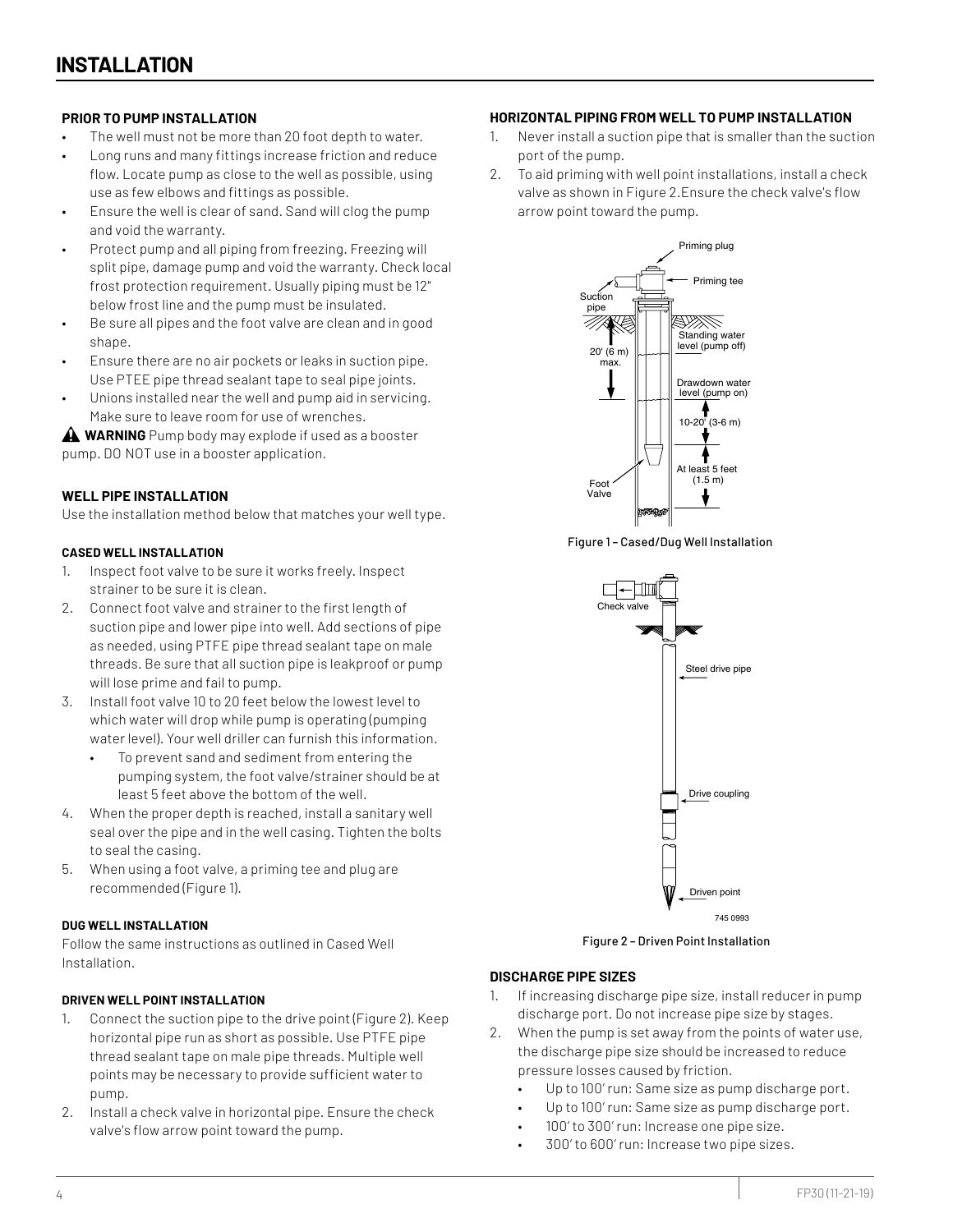# INSTALLATION

### PRIOR TO PUMP INSTALLATION

- The well must not be more than 20 foot depth to water.
- Long runs and many fittings increase friction and reduce flow. Locate pump as close to the well as possible, using use as few elbows and fittings as possible.
- Ensure the well is clear of sand. Sand will clog the pump and void the warranty.
- Protect pump and all piping from freezing. Freezing will split pipe, damage pump and void the warranty. Check local frost protection requirement. Usually piping must be 12" below frost line and the pump must be insulated.
- Be sure all pipes and the foot valve are clean and in good shape.
- Ensure there are no air pockets or leaks in suction pipe. Use PTEE pipe thread sealant tape to seal pipe joints.
- Unions installed near the well and pump aid in servicing. Make sure to leave room for use of wrenches.

⚠ **WARNING** Pump body may explode if used as a booster pump. DO NOT use in a booster application.

### WELL PIPE INSTALLATION

Use the installation method below that matches your well type.

#### CASED WELL INSTALLATION

1. Inspect foot valve to be sure it works freely. Inspect strainer to be sure it is clean.
2. Connect foot valve and strainer to the first length of suction pipe and lower pipe into well. Add sections of pipe as needed, using PTFE pipe thread sealant tape on male threads. Be sure that all suction pipe is leakproof or pump will lose prime and fail to pump.
3. Install foot valve 10 to 20 feet below the lowest level to which water will drop while pump is operating (pumping water level). Your well driller can furnish this information.
   - To prevent sand and sediment from entering the pumping system, the foot valve/strainer should be at least 5 feet above the bottom of the well.
4. When the proper depth is reached, install a sanitary well seal over the pipe and in the well casing. Tighten the bolts to seal the casing.
5. When using a foot valve, a priming tee and plug are recommended (Figure 1).

#### DUG WELL INSTALLATION

Follow the same instructions as outlined in Cased Well Installation.

#### DRIVEN WELL POINT INSTALLATION

1. Connect the suction pipe to the drive point (Figure 2). Keep horizontal pipe run as short as possible. Use PTFE pipe thread sealant tape on male pipe threads. Multiple well points may be necessary to provide sufficient water to pump.
2. Install a check valve in horizontal pipe. Ensure the check valve's flow arrow point toward the pump.

### HORIZONTAL PIPING FROM WELL TO PUMP INSTALLATION

1. Never install a suction pipe that is smaller than the suction port of the pump.
2. To aid priming with well point installations, install a check valve as shown in Figure 2.Ensure the check valve's flow arrow point toward the pump.

Priming plug
Priming tee
Suction pipe
20' (6 m) max.
Standing water level (pump off)
Drawdown water level (pump on)
10-20' (3-6 m)
At least 5 feet (1.5 m)
Foot Valve

Figure 1 – Cased/Dug Well Installation

Check valve
Steel drive pipe
Drive coupling
Driven point
745 0993

Figure 2 – Driven Point Installation

### DISCHARGE PIPE SIZES

1. If increasing discharge pipe size, install reducer in pump discharge port. Do not increase pipe size by stages.
2. When the pump is set away from the points of water use, the discharge pipe size should be increased to reduce pressure losses caused by friction.
   - Up to 100' run: Same size as pump discharge port.
   - Up to 100' run: Same size as pump discharge port.
   - 100' to 300' run: Increase one pipe size.
   - 300' to 600' run: Increase two pipe sizes.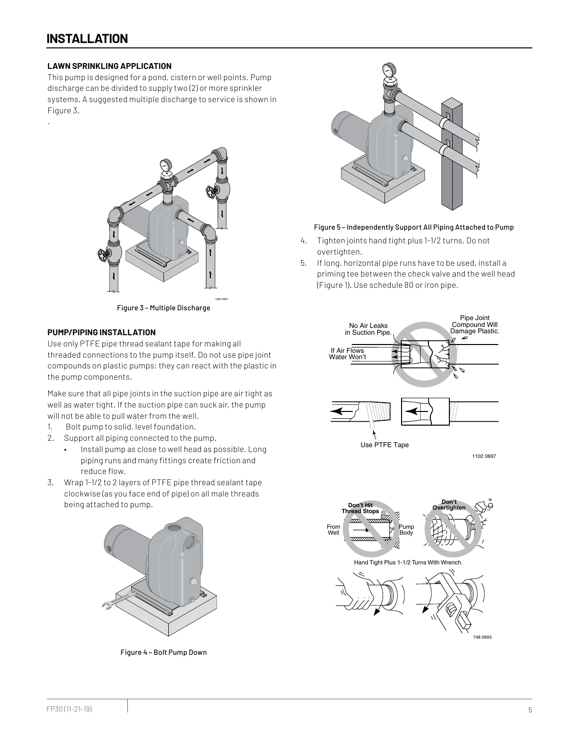# INSTALLATION

### LAWN SPRINKLING APPLICATION

This pump is designed for a pond, cistern or well points. Pump discharge can be divided to supply two (2) or more sprinkler systems. A suggested multiple discharge to service is shown in Figure 3.

.

Figure 3 – Multiple Discharge

### PUMP/PIPING INSTALLATION

Use only PTFE pipe thread sealant tape for making all threaded connections to the pump itself. Do not use pipe joint compounds on plastic pumps: they can react with the plastic in the pump components.

Make sure that all pipe joints in the suction pipe are air tight as well as water tight. If the suction pipe can suck air, the pump will not be able to pull water from the well.

1. Bolt pump to solid, level foundation.
2. Support all piping connected to the pump.
   - Install pump as close to well head as possible. Long piping runs and many fittings create friction and reduce flow.
3. Wrap 1-1/2 to 2 layers of PTFE pipe thread sealant tape clockwise (as you face end of pipe) on all male threads being attached to pump.

Figure 4 – Bolt Pump Down

Figure 5 – Independently Support All Piping Attached to Pump

4. Tighten joints hand tight plus 1-1/2 turns. Do not overtighten.
5. If long, horizontal pipe runs have to be used, install a priming tee between the check valve and the well head (Figure 1). Use schedule 80 or iron pipe.

No Air Leaks in Suction Pipe.

Pipe Joint Compound Will Damage Plastic.

If Air Flows Water Won't

Use PTFE Tape

Don't Hit Thread Stops

Don't Overtighten

From Well

Pump Body

Hand Tight Plus 1-1/2 Turns With Wrench.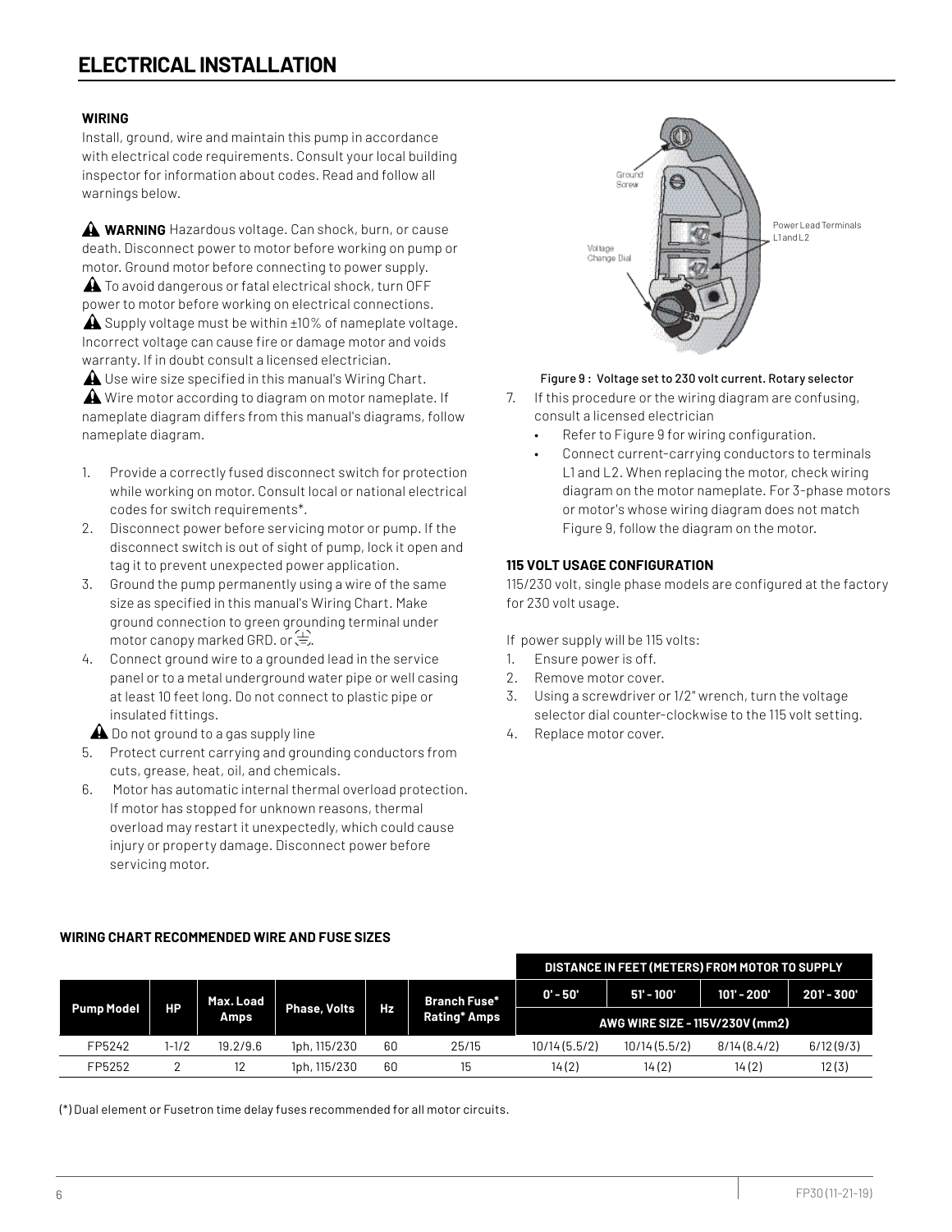# ELECTRICAL INSTALLATION

### WIRING

Install, ground, wire and maintain this pump in accordance with electrical code requirements. Consult your local building inspector for information about codes. Read and follow all warnings below.

⚠ **WARNING** Hazardous voltage. Can shock, burn, or cause death. Disconnect power to motor before working on pump or motor. Ground motor before connecting to power supply.

⚠ To avoid dangerous or fatal electrical shock, turn OFF power to motor before working on electrical connections.

⚠ Supply voltage must be within ±10% of nameplate voltage. Incorrect voltage can cause fire or damage motor and voids warranty. If in doubt consult a licensed electrician.

⚠ Use wire size specified in this manual's Wiring Chart.

⚠ Wire motor according to diagram on motor nameplate. If nameplate diagram differs from this manual's diagrams, follow nameplate diagram.

1. Provide a correctly fused disconnect switch for protection while working on motor. Consult local or national electrical codes for switch requirements*.
2. Disconnect power before servicing motor or pump. If the disconnect switch is out of sight of pump, lock it open and tag it to prevent unexpected power application.
3. Ground the pump permanently using a wire of the same size as specified in this manual's Wiring Chart. Make ground connection to green grounding terminal under motor canopy marked GRD. or ⏚.
4. Connect ground wire to a grounded lead in the service panel or to a metal underground water pipe or well casing at least 10 feet long. Do not connect to plastic pipe or insulated fittings.

   ⚠ Do not ground to a gas supply line
5. Protect current carrying and grounding conductors from cuts, grease, heat, oil, and chemicals.
6. Motor has automatic internal thermal overload protection. If motor has stopped for unknown reasons, thermal overload may restart it unexpectedly, which could cause injury or property damage. Disconnect power before servicing motor.

Ground Screw

Voltage Change Dial

Power Lead Terminals L1 and L2

230

Figure 9 : Voltage set to 230 volt current. Rotary selector

7. If this procedure or the wiring diagram are confusing, consult a licensed electrician
   - Refer to Figure 9 for wiring configuration.
   - Connect current-carrying conductors to terminals L1 and L2. When replacing the motor, check wiring diagram on the motor nameplate. For 3-phase motors or motor's whose wiring diagram does not match Figure 9, follow the diagram on the motor.

### 115 VOLT USAGE CONFIGURATION

115/230 volt, single phase models are configured at the factory for 230 volt usage.

If power supply will be 115 volts:

1. Ensure power is off.
2. Remove motor cover.
3. Using a screwdriver or 1/2" wrench, turn the voltage selector dial counter-clockwise to the 115 volt setting.
4. Replace motor cover.

### WIRING CHART RECOMMENDED WIRE AND FUSE SIZES

| Pump Model | HP | Max. Load Amps | Phase, Volts | Hz | Branch Fuse* Rating* Amps | DISTANCE IN FEET (METERS) FROM MOTOR TO SUPPLY | | | |
|---|---|---|---|---|---|---|---|---|---|
| | | | | | | 0' - 50' | 51' - 100' | 101' - 200' | 201' - 300' |
| | | | | | | AWG WIRE SIZE - 115V/230V (mm2) | | | |
| FP5242 | 1-1/2 | 19.2/9.6 | 1ph, 115/230 | 60 | 25/15 | 10/14 (5.5/2) | 10/14 (5.5/2) | 8/14 (8.4/2) | 6/12 (9/3) |
| FP5252 | 2 | 12 | 1ph, 115/230 | 60 | 15 | 14 (2) | 14 (2) | 14 (2) | 12 (3) |

(*) Dual element or Fusetron time delay fuses recommended for all motor circuits.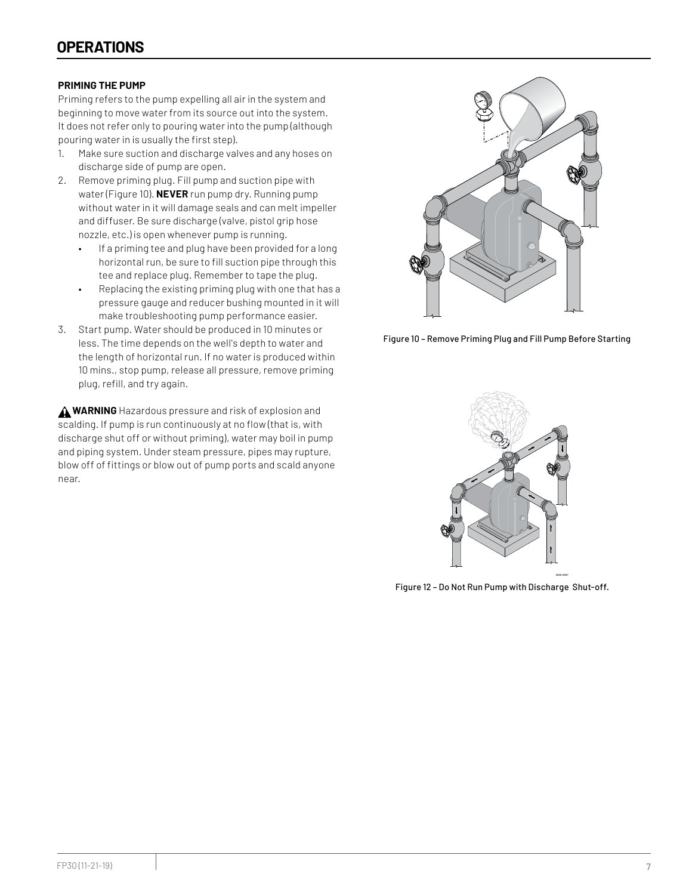# OPERATIONS

### PRIMING THE PUMP

Priming refers to the pump expelling all air in the system and beginning to move water from its source out into the system. It does not refer only to pouring water into the pump (although pouring water in is usually the first step).

1. Make sure suction and discharge valves and any hoses on discharge side of pump are open.
2. Remove priming plug. Fill pump and suction pipe with water (Figure 10). **NEVER** run pump dry. Running pump without water in it will damage seals and can melt impeller and diffuser. Be sure discharge (valve, pistol grip hose nozzle, etc.) is open whenever pump is running.
   - If a priming tee and plug have been provided for a long horizontal run, be sure to fill suction pipe through this tee and replace plug. Remember to tape the plug.
   - Replacing the existing priming plug with one that has a pressure gauge and reducer bushing mounted in it will make troubleshooting pump performance easier.
3. Start pump. Water should be produced in 10 minutes or less. The time depends on the well's depth to water and the length of horizontal run. If no water is produced within 10 mins., stop pump, release all pressure, remove priming plug, refill, and try again.

**⚠ WARNING** Hazardous pressure and risk of explosion and scalding. If pump is run continuously at no flow (that is, with discharge shut off or without priming), water may boil in pump and piping system. Under steam pressure, pipes may rupture, blow off of fittings or blow out of pump ports and scald anyone near.

Figure 10 – Remove Priming Plug and Fill Pump Before Starting

Figure 12 – Do Not Run Pump with Discharge Shut-off.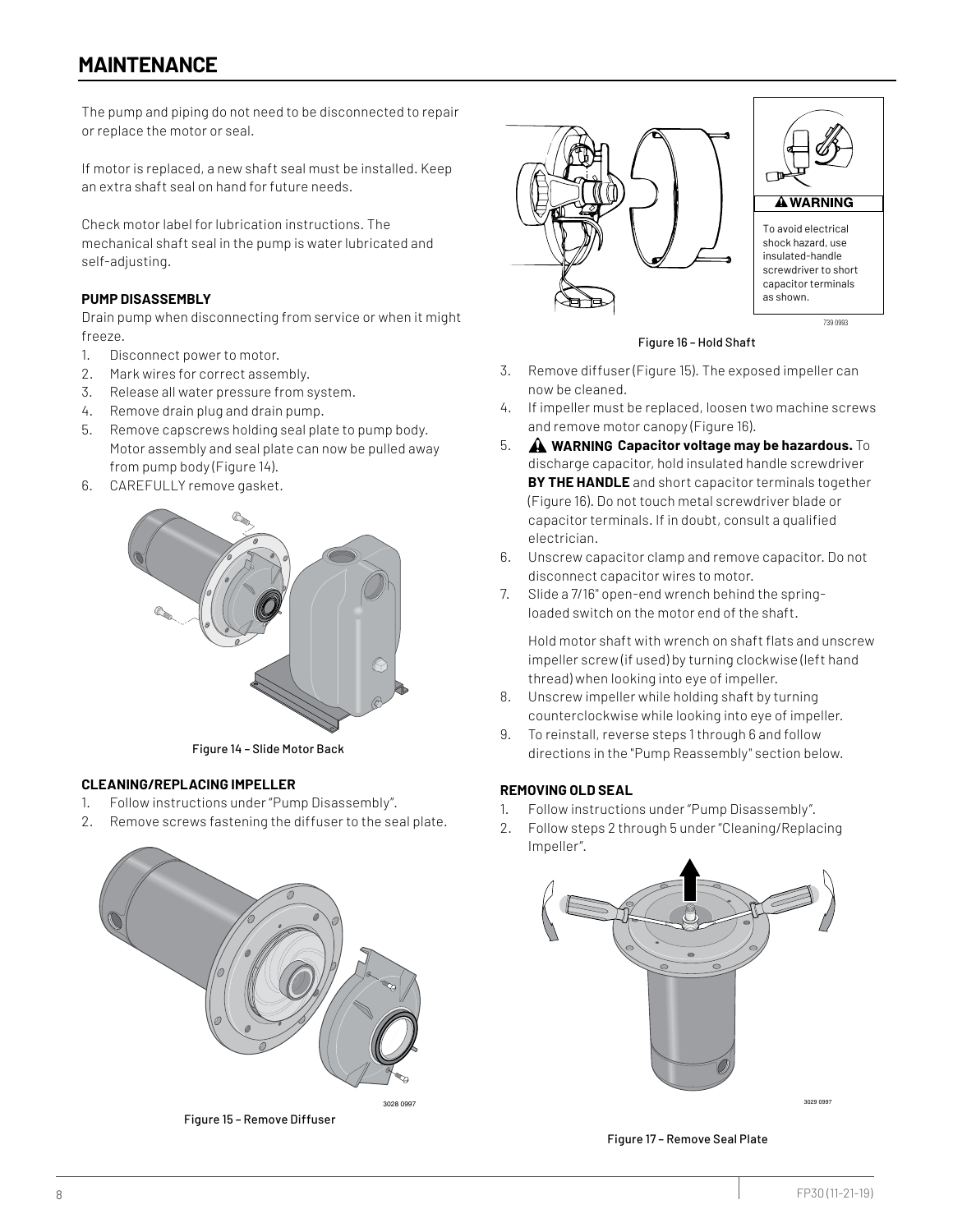## MAINTENANCE

The pump and piping do not need to be disconnected to repair or replace the motor or seal.

If motor is replaced, a new shaft seal must be installed. Keep an extra shaft seal on hand for future needs.

Check motor label for lubrication instructions. The mechanical shaft seal in the pump is water lubricated and self-adjusting.

### PUMP DISASSEMBLY

Drain pump when disconnecting from service or when it might freeze.

1. Disconnect power to motor.
2. Mark wires for correct assembly.
3. Release all water pressure from system.
4. Remove drain plug and drain pump.
5. Remove capscrews holding seal plate to pump body. Motor assembly and seal plate can now be pulled away from pump body (Figure 14).
6. CAREFULLY remove gasket.

Figure 14 – Slide Motor Back

### CLEANING/REPLACING IMPELLER

1. Follow instructions under "Pump Disassembly".
2. Remove screws fastening the diffuser to the seal plate.

3028 0997

Figure 15 – Remove Diffuser

**⚠ WARNING**

To avoid electrical shock hazard, use insulated-handle screwdriver to short capacitor terminals as shown.

739 0993

Figure 16 – Hold Shaft

3. Remove diffuser (Figure 15). The exposed impeller can now be cleaned.
4. If impeller must be replaced, loosen two machine screws and remove motor canopy (Figure 16).
5. **⚠ WARNING Capacitor voltage may be hazardous.** To discharge capacitor, hold insulated handle screwdriver **BY THE HANDLE** and short capacitor terminals together (Figure 16). Do not touch metal screwdriver blade or capacitor terminals. If in doubt, consult a qualified electrician.
6. Unscrew capacitor clamp and remove capacitor. Do not disconnect capacitor wires to motor.
7. Slide a 7/16" open-end wrench behind the spring-loaded switch on the motor end of the shaft.

   Hold motor shaft with wrench on shaft flats and unscrew impeller screw (if used) by turning clockwise (left hand thread) when looking into eye of impeller.
8. Unscrew impeller while holding shaft by turning counterclockwise while looking into eye of impeller.
9. To reinstall, reverse steps 1 through 6 and follow directions in the "Pump Reassembly" section below.

### REMOVING OLD SEAL

1. Follow instructions under "Pump Disassembly".
2. Follow steps 2 through 5 under "Cleaning/Replacing Impeller".

3029 0997

Figure 17 – Remove Seal Plate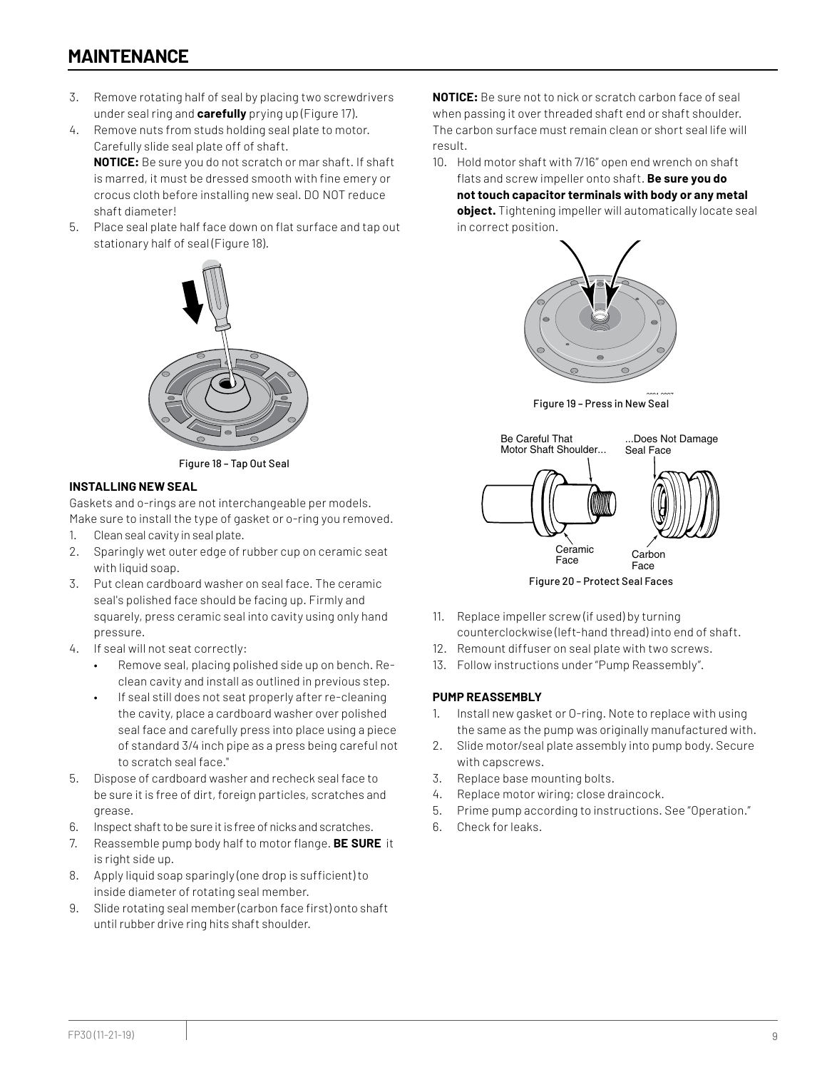## MAINTENANCE

3. Remove rotating half of seal by placing two screwdrivers under seal ring and **carefully** prying up (Figure 17).
4. Remove nuts from studs holding seal plate to motor. Carefully slide seal plate off of shaft.
   **NOTICE:** Be sure you do not scratch or mar shaft. If shaft is marred, it must be dressed smooth with fine emery or crocus cloth before installing new seal. DO NOT reduce shaft diameter!
5. Place seal plate half face down on flat surface and tap out stationary half of seal (Figure 18).

Figure 18 – Tap Out Seal

### INSTALLING NEW SEAL

Gaskets and o-rings are not interchangeable per models. Make sure to install the type of gasket or o-ring you removed.

1. Clean seal cavity in seal plate.
2. Sparingly wet outer edge of rubber cup on ceramic seat with liquid soap.
3. Put clean cardboard washer on seal face. The ceramic seal's polished face should be facing up. Firmly and squarely, press ceramic seal into cavity using only hand pressure.
4. If seal will not seat correctly:
   - Remove seal, placing polished side up on bench. Re-clean cavity and install as outlined in previous step.
   - If seal still does not seat properly after re-cleaning the cavity, place a cardboard washer over polished seal face and carefully press into place using a piece of standard 3/4 inch pipe as a press being careful not to scratch seal face."
5. Dispose of cardboard washer and recheck seal face to be sure it is free of dirt, foreign particles, scratches and grease.
6. Inspect shaft to be sure it is free of nicks and scratches.
7. Reassemble pump body half to motor flange. **BE SURE** it is right side up.
8. Apply liquid soap sparingly (one drop is sufficient) to inside diameter of rotating seal member.
9. Slide rotating seal member (carbon face first) onto shaft until rubber drive ring hits shaft shoulder.

**NOTICE:** Be sure not to nick or scratch carbon face of seal when passing it over threaded shaft end or shaft shoulder. The carbon surface must remain clean or short seal life will result.

10. Hold motor shaft with 7/16" open end wrench on shaft flats and screw impeller onto shaft. **Be sure you do not touch capacitor terminals with body or any metal object.** Tightening impeller will automatically locate seal in correct position.

Figure 19 – Press in New Seal

Be Careful That Motor Shaft Shoulder...

...Does Not Damage Seal Face

Ceramic Face

Carbon Face

Figure 20 – Protect Seal Faces

11. Replace impeller screw (if used) by turning counterclockwise (left-hand thread) into end of shaft.
12. Remount diffuser on seal plate with two screws.
13. Follow instructions under "Pump Reassembly".

### PUMP REASSEMBLY

1. Install new gasket or O-ring. Note to replace with using the same as the pump was originally manufactured with.
2. Slide motor/seal plate assembly into pump body. Secure with capscrews.
3. Replace base mounting bolts.
4. Replace motor wiring; close draincock.
5. Prime pump according to instructions. See "Operation."
6. Check for leaks.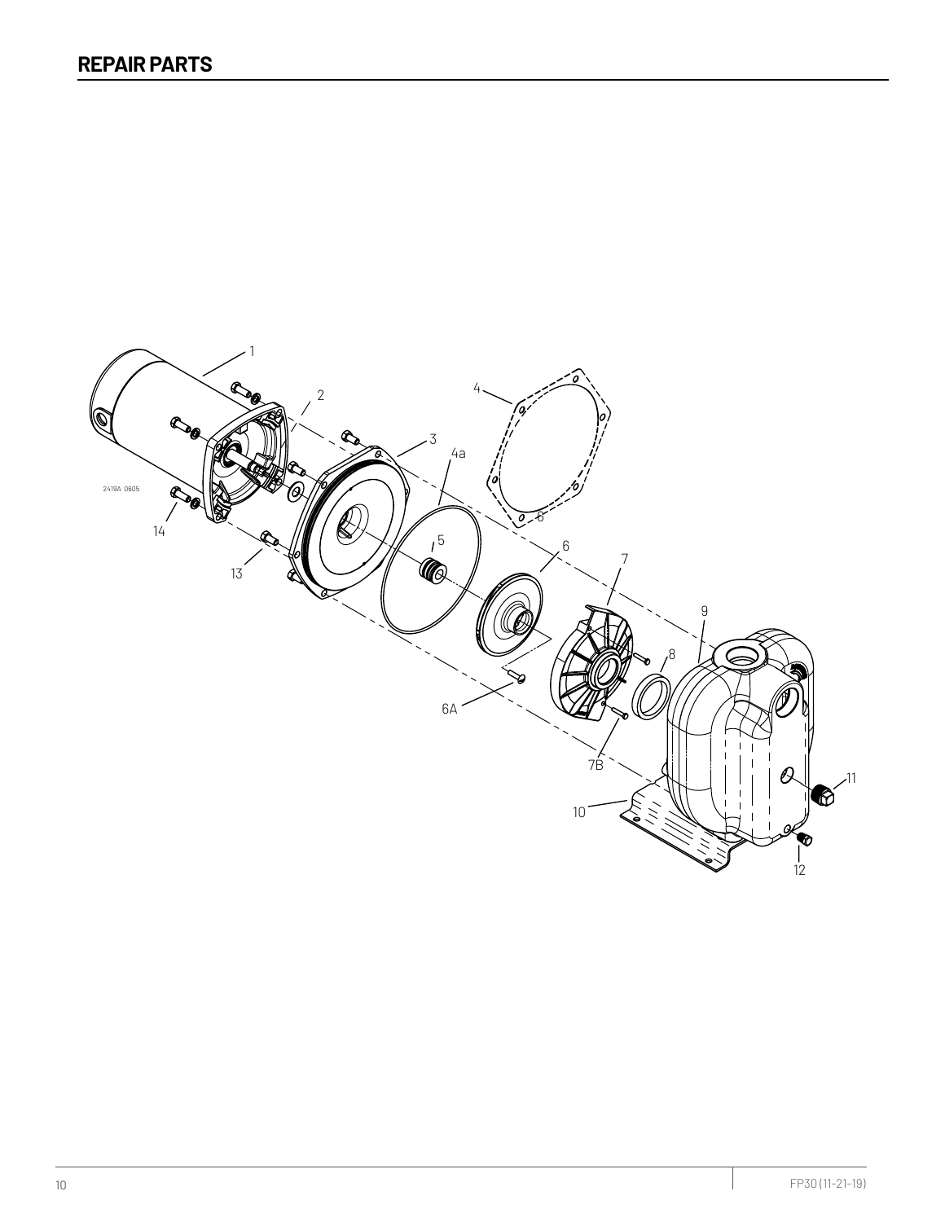## REPAIR PARTS

1
2
3
4
4a
5
6
6A
7
7B
8
9
10
11
12
13
14

2419A 0605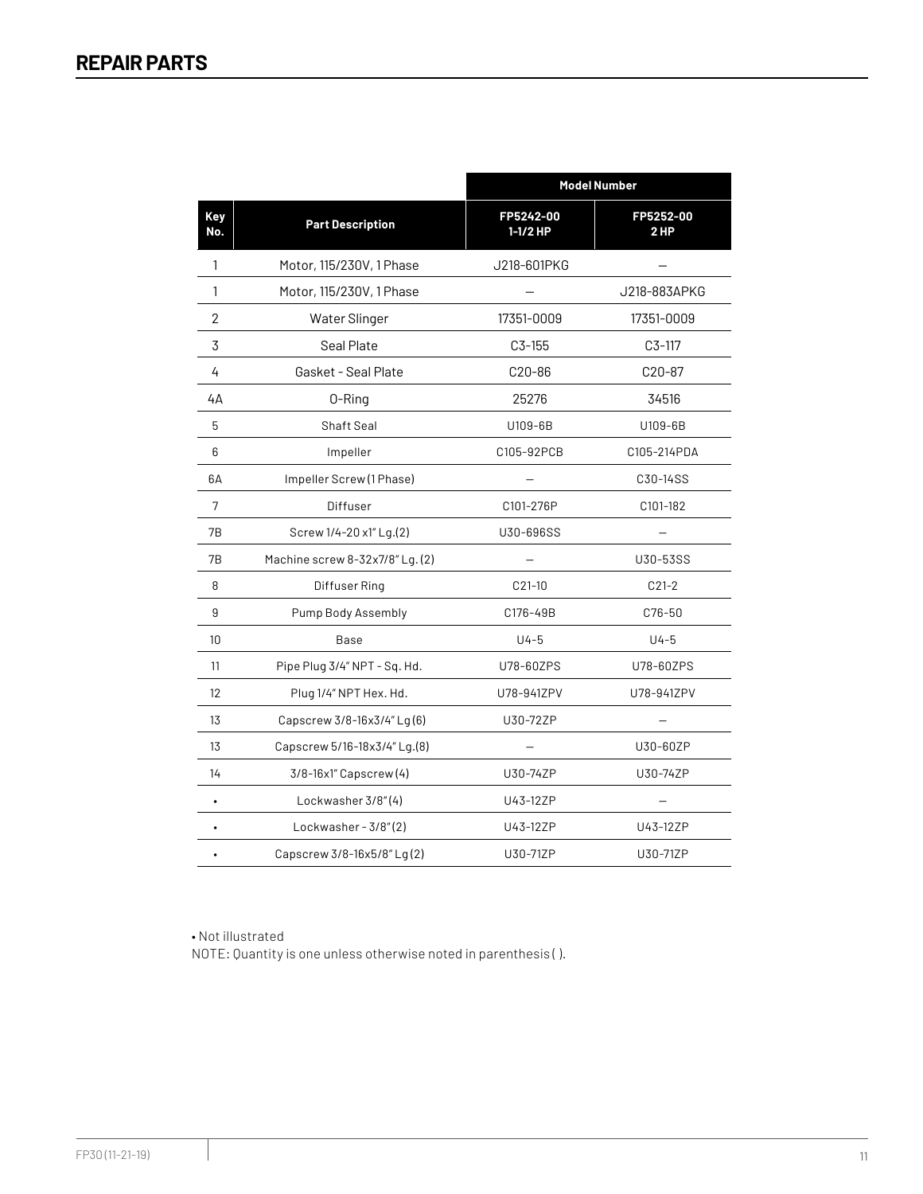# REPAIR PARTS

| | | Model Number | |
|---|---|---|---|
| Key No. | Part Description | FP5242-00 1-1/2 HP | FP5252-00 2 HP |
| 1 | Motor, 115/230V, 1 Phase | J218-601PKG | – |
| 1 | Motor, 115/230V, 1 Phase | – | J218-883APKG |
| 2 | Water Slinger | 17351-0009 | 17351-0009 |
| 3 | Seal Plate | C3-155 | C3-117 |
| 4 | Gasket - Seal Plate | C20-86 | C20-87 |
| 4A | O-Ring | 25276 | 34516 |
| 5 | Shaft Seal | U109-6B | U109-6B |
| 6 | Impeller | C105-92PCB | C105-214PDA |
| 6A | Impeller Screw (1 Phase) | – | C30-14SS |
| 7 | Diffuser | C101-276P | C101-182 |
| 7B | Screw 1/4-20 x1" Lg.(2) | U30-696SS | – |
| 7B | Machine screw 8-32x7/8" Lg. (2) | – | U30-53SS |
| 8 | Diffuser Ring | C21-10 | C21-2 |
| 9 | Pump Body Assembly | C176-49B | C76-50 |
| 10 | Base | U4-5 | U4-5 |
| 11 | Pipe Plug 3/4" NPT - Sq. Hd. | U78-60ZPS | U78-60ZPS |
| 12 | Plug 1/4" NPT Hex. Hd. | U78-941ZPV | U78-941ZPV |
| 13 | Capscrew 3/8-16x3/4" Lg (6) | U30-72ZP | – |
| 13 | Capscrew 5/16-18x3/4" Lg.(8) | – | U30-60ZP |
| 14 | 3/8-16x1" Capscrew (4) | U30-74ZP | U30-74ZP |
| • | Lockwasher 3/8" (4) | U43-12ZP | – |
| • | Lockwasher - 3/8" (2) | U43-12ZP | U43-12ZP |
| • | Capscrew 3/8-16x5/8" Lg (2) | U30-71ZP | U30-71ZP |

• Not illustrated

NOTE: Quantity is one unless otherwise noted in parenthesis ( ).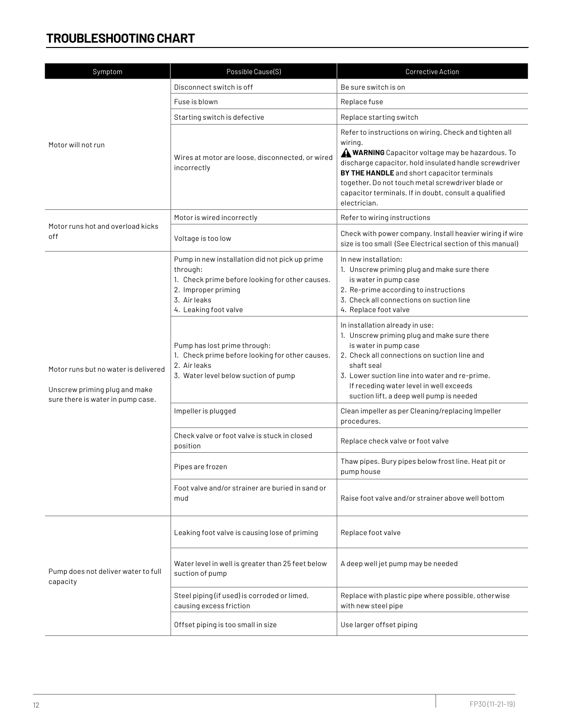## TROUBLESHOOTING CHART

| Symptom | Possible Cause(S) | Corrective Action |
|---|---|---|
| Motor will not run | Disconnect switch is off | Be sure switch is on |
| | Fuse is blown | Replace fuse |
| | Starting switch is defective | Replace starting switch |
| | Wires at motor are loose, disconnected, or wired incorrectly | Refer to instructions on wiring. Check and tighten all wiring. ⚠ **WARNING** Capacitor voltage may be hazardous. To discharge capacitor, hold insulated handle screwdriver **BY THE HANDLE** and short capacitor terminals together. Do not touch metal screwdriver blade or capacitor terminals. If in doubt, consult a qualified electrician. |
| Motor runs hot and overload kicks off | Motor is wired incorrectly | Refer to wiring instructions |
| | Voltage is too low | Check with power company. Install heavier wiring if wire size is too small (See Electrical section of this manual) |
| Motor runs but no water is delivered<br><br>Unscrew priming plug and make sure there is water in pump case. | Pump in new installation did not pick up prime through:<br>1. Check prime before looking for other causes.<br>2. Improper priming<br>3. Air leaks<br>4. Leaking foot valve | In new installation:<br>1. Unscrew priming plug and make sure there is water in pump case<br>2. Re-prime according to instructions<br>3. Check all connections on suction line<br>4. Replace foot valve |
| | Pump has lost prime through:<br>1. Check prime before looking for other causes.<br>2. Air leaks<br>3. Water level below suction of pump | In installation already in use:<br>1. Unscrew priming plug and make sure there is water in pump case<br>2. Check all connections on suction line and shaft seal<br>3. Lower suction line into water and re-prime. If receding water level in well exceeds suction lift, a deep well pump is needed |
| | Impeller is plugged | Clean impeller as per Cleaning/replacing Impeller procedures. |
| | Check valve or foot valve is stuck in closed position | Replace check valve or foot valve |
| | Pipes are frozen | Thaw pipes. Bury pipes below frost line. Heat pit or pump house |
| | Foot valve and/or strainer are buried in sand or mud | Raise foot valve and/or strainer above well bottom |
| Pump does not deliver water to full capacity | Leaking foot valve is causing lose of priming | Replace foot valve |
| | Water level in well is greater than 25 feet below suction of pump | A deep well jet pump may be needed |
| | Steel piping (if used) is corroded or limed, causing excess friction | Replace with plastic pipe where possible, otherwise with new steel pipe |
| | Offset piping is too small in size | Use larger offset piping |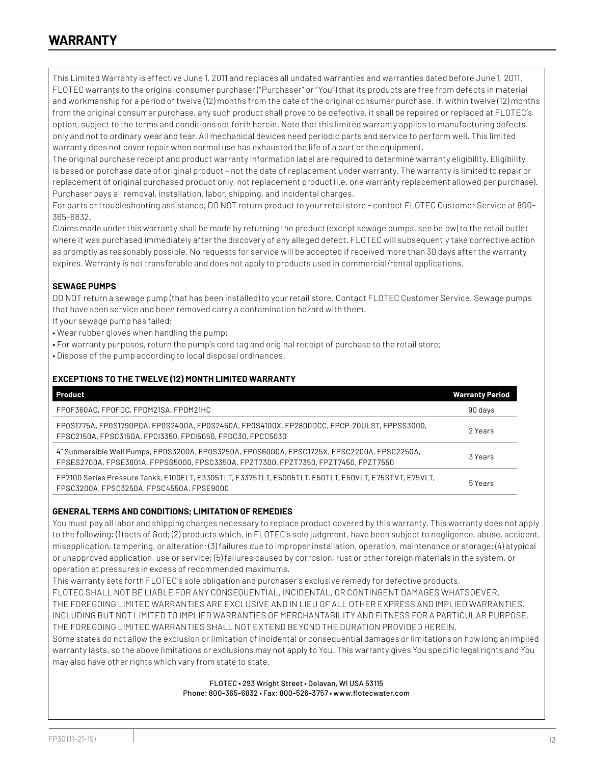# WARRANTY

This Limited Warranty is effective June 1, 2011 and replaces all undated warranties and warranties dated before June 1, 2011.
FLOTEC warrants to the original consumer purchaser ("Purchaser" or "You") that its products are free from defects in material and workmanship for a period of twelve (12) months from the date of the original consumer purchase. If, within twelve (12) months from the original consumer purchase, any such product shall prove to be defective, it shall be repaired or replaced at FLOTEC's option, subject to the terms and conditions set forth herein. Note that this limited warranty applies to manufacturing defects only and not to ordinary wear and tear. All mechanical devices need periodic parts and service to perform well. This limited warranty does not cover repair when normal use has exhausted the life of a part or the equipment.
The original purchase receipt and product warranty information label are required to determine warranty eligibility. Eligibility is based on purchase date of original product – not the date of replacement under warranty. The warranty is limited to repair or replacement of original purchased product only, not replacement product (i.e. one warranty replacement allowed per purchase). Purchaser pays all removal, installation, labor, shipping, and incidental charges.
For parts or troubleshooting assistance, DO NOT return product to your retail store - contact FLOTEC Customer Service at 800-365-6832.
Claims made under this warranty shall be made by returning the product (except sewage pumps, see below) to the retail outlet where it was purchased immediately after the discovery of any alleged defect. FLOTEC will subsequently take corrective action as promptly as reasonably possible. No requests for service will be accepted if received more than 30 days after the warranty expires. Warranty is not transferable and does not apply to products used in commercial/rental applications.

**SEWAGE PUMPS**

DO NOT return a sewage pump (that has been installed) to your retail store. Contact FLOTEC Customer Service. Sewage pumps that have seen service and been removed carry a contamination hazard with them.
If your sewage pump has failed:

- Wear rubber gloves when handling the pump;
- For warranty purposes, return the pump's cord tag and original receipt of purchase to the retail store;
- Dispose of the pump according to local disposal ordinances.

**EXCEPTIONS TO THE TWELVE (12) MONTH LIMITED WARRANTY**

| Product | Warranty Period |
|---|---|
| FP0F360AC, FP0FDC, FPDM21SA, FPDM21HC | 90 days |
| FP0S1775A, FP0S1790PCA, FP0S2400A, FP0S2450A, FP0S4100X, FP2800DCC, FPCP-20ULST, FPPSS3000, FPSC2150A, FPSC3150A, FPCI3350, FPCI5050, FPDC30, FPCC5030 | 2 Years |
| 4" Submersible Well Pumps, FP0S3200A, FP0S3250A, FP0S6000A, FPSC1725X, FPSC2200A, FPSC2250A, FPSES2700A, FPSE3601A, FPPSS5000, FPSC3350A, FPZT7300, FPZT7350, FPZT7450, FPZT7550 | 3 Years |
| FP7100 Series Pressure Tanks, E100ELT, E3305TLT, E3375TLT, E5005TLT, E50TLT, E50VLT, E75STVT, E75VLT, FPSC3200A, FPSC3250A, FPSC4550A, FPSE9000 | 5 Years |

**GENERAL TERMS AND CONDITIONS; LIMITATION OF REMEDIES**

You must pay all labor and shipping charges necessary to replace product covered by this warranty. This warranty does not apply to the following: (1) acts of God; (2) products which, in FLOTEC's sole judgment, have been subject to negligence, abuse, accident, misapplication, tampering, or alteration; (3) failures due to improper installation, operation, maintenance or storage; (4) atypical or unapproved application, use or service; (5) failures caused by corrosion, rust or other foreign materials in the system, or operation at pressures in excess of recommended maximums.
This warranty sets forth FLOTEC's sole obligation and purchaser's exclusive remedy for defective products.
FLOTEC SHALL NOT BE LIABLE FOR ANY CONSEQUENTIAL, INCIDENTAL, OR CONTINGENT DAMAGES WHATSOEVER.
THE FOREGOING LIMITED WARRANTIES ARE EXCLUSIVE AND IN LIEU OF ALL OTHER EXPRESS AND IMPLIED WARRANTIES, INCLUDING BUT NOT LIMITED TO IMPLIED WARRANTIES OF MERCHANTABILITY AND FITNESS FOR A PARTICULAR PURPOSE.
THE FOREGOING LIMITED WARRANTIES SHALL NOT EXTEND BEYOND THE DURATION PROVIDED HEREIN.
Some states do not allow the exclusion or limitation of incidental or consequential damages or limitations on how long an implied warranty lasts, so the above limitations or exclusions may not apply to You. This warranty gives You specific legal rights and You may also have other rights which vary from state to state.

FLOTEC • 293 Wright Street • Delavan, WI USA 53115
Phone: 800-365-6832 • Fax: 800-526-3757 • www.flotecwater.com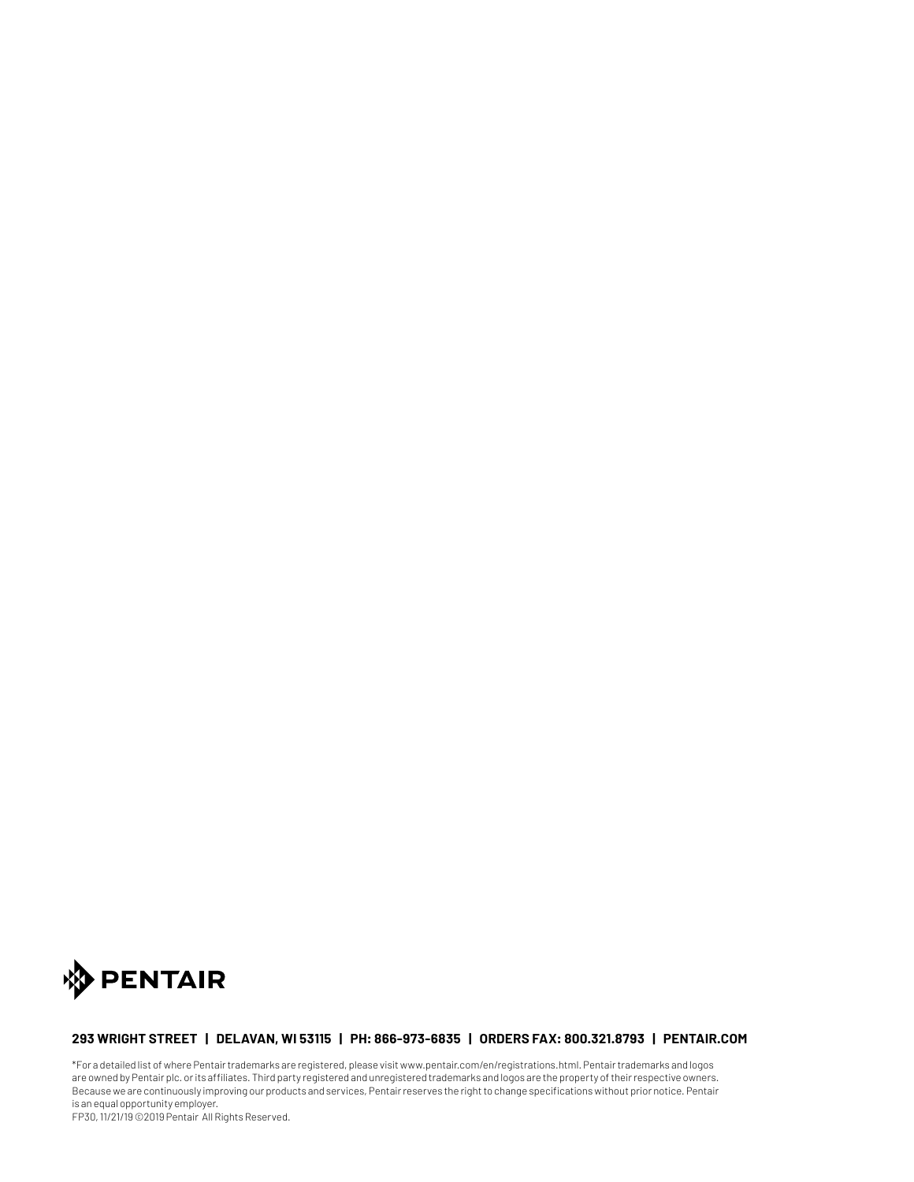PENTAIR

**293 WRIGHT STREET | DELAVAN, WI 53115 | PH: 866-973-6835 | ORDERS FAX: 800.321.8793 | PENTAIR.COM**

*For a detailed list of where Pentair trademarks are registered, please visit www.pentair.com/en/registrations.html. Pentair trademarks and logos are owned by Pentair plc. or its affiliates. Third party registered and unregistered trademarks and logos are the property of their respective owners. Because we are continuously improving our products and services, Pentair reserves the right to change specifications without prior notice. Pentair is an equal opportunity employer.
FP30, 11/21/19 ©2019 Pentair All Rights Reserved.